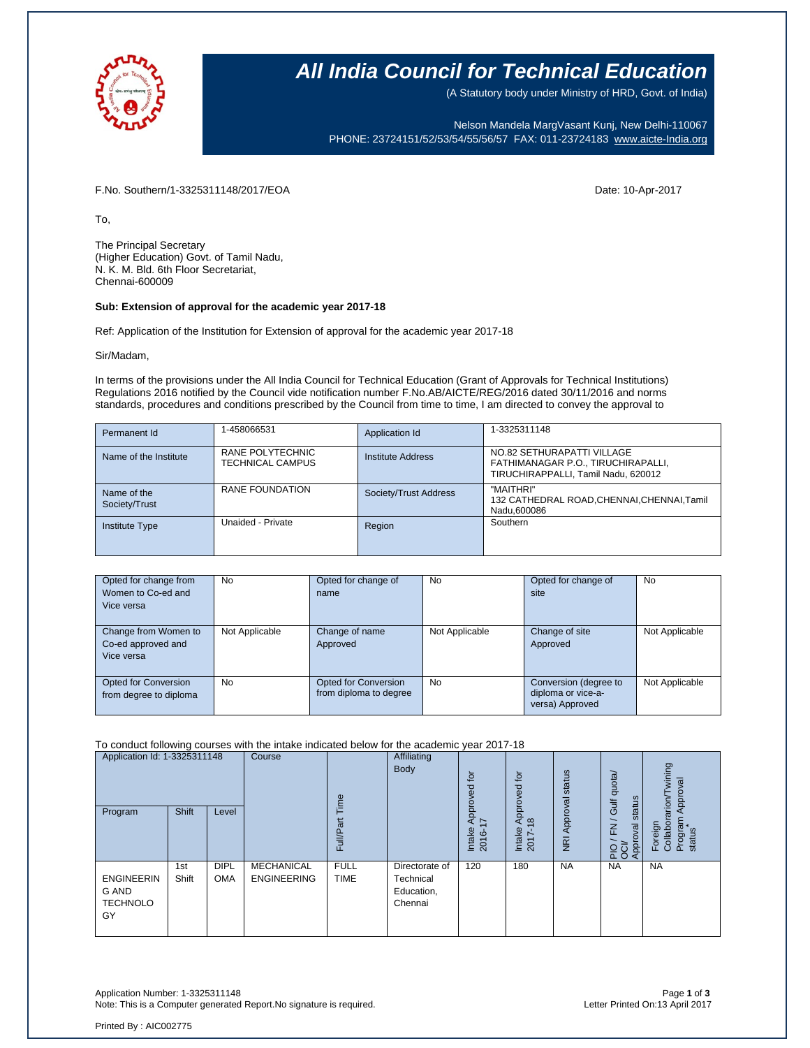# All India Council for Technical Education

(A Statutory body under Ministry of HRD, Govt. of India)

Nelson Mandela MargVasant Kunj, New Delhi-110067
PHONE: 23724151/52/53/54/55/56/57 FAX: 011-23724183 www.aicte-India.org

F.No. Southern/1-3325311148/2017/EOA

Date: 10-Apr-2017

To,

The Principal Secretary
(Higher Education) Govt. of Tamil Nadu,
N. K. M. Bld. 6th Floor Secretariat,
Chennai-600009

**Sub: Extension of approval for the academic year 2017-18**

Ref: Application of the Institution for Extension of approval for the academic year 2017-18

Sir/Madam,

In terms of the provisions under the All India Council for Technical Education (Grant of Approvals for Technical Institutions) Regulations 2016 notified by the Council vide notification number F.No.AB/AICTE/REG/2016 dated 30/11/2016 and norms standards, procedures and conditions prescribed by the Council from time to time, I am directed to convey the approval to

| Permanent Id | 1-458066531 | Application Id | 1-3325311148 |
|---|---|---|---|
| Name of the Institute | RANE POLYTECHNIC TECHNICAL CAMPUS | Institute Address | NO.82 SETHURAPATTI VILLAGE FATHIMANAGAR P.O., TIRUCHIRAPALLI, TIRUCHIRAPPALLI, Tamil Nadu, 620012 |
| Name of the Society/Trust | RANE FOUNDATION | Society/Trust Address | "MAITHRI" 132 CATHEDRAL ROAD,CHENNAI,CHENNAI,Tamil Nadu,600086 |
| Institute Type | Unaided - Private | Region | Southern |

| Opted for change from Women to Co-ed and Vice versa | No | Opted for change of name | No | Opted for change of site | No |
|---|---|---|---|---|---|
| Change from Women to Co-ed approved and Vice versa | Not Applicable | Change of name Approved | Not Applicable | Change of site Approved | Not Applicable |
| Opted for Conversion from degree to diploma | No | Opted for Conversion from diploma to degree | No | Conversion (degree to diploma or vice-a-versa) Approved | Not Applicable |

To conduct following courses with the intake indicated below for the academic year 2017-18

| Application Id: 1-3325311148 | | | Course | Full/Part Time | Affiliating Body | Intake Approved for 2016-17 | Intake Approved for 2017-18 | NRI Approval status | PIO / FN / Gulf quota/ OCI/ Approval status | Foreign Collaboration/Twining Program Approval status* |
|---|---|---|---|---|---|---|---|---|---|---|
| Program | Shift | Level | | | | | | | | |
| ENGINEERING AND TECHNOLOGY | 1st Shift | DIPLOMA | MECHANICAL ENGINEERING | FULL TIME | Directorate of Technical Education, Chennai | 120 | 180 | NA | NA | NA |

Application Number: 1-3325311148
Note: This is a Computer generated Report.No signature is required.

Letter Printed On:13 April 2017

Printed By : AIC002775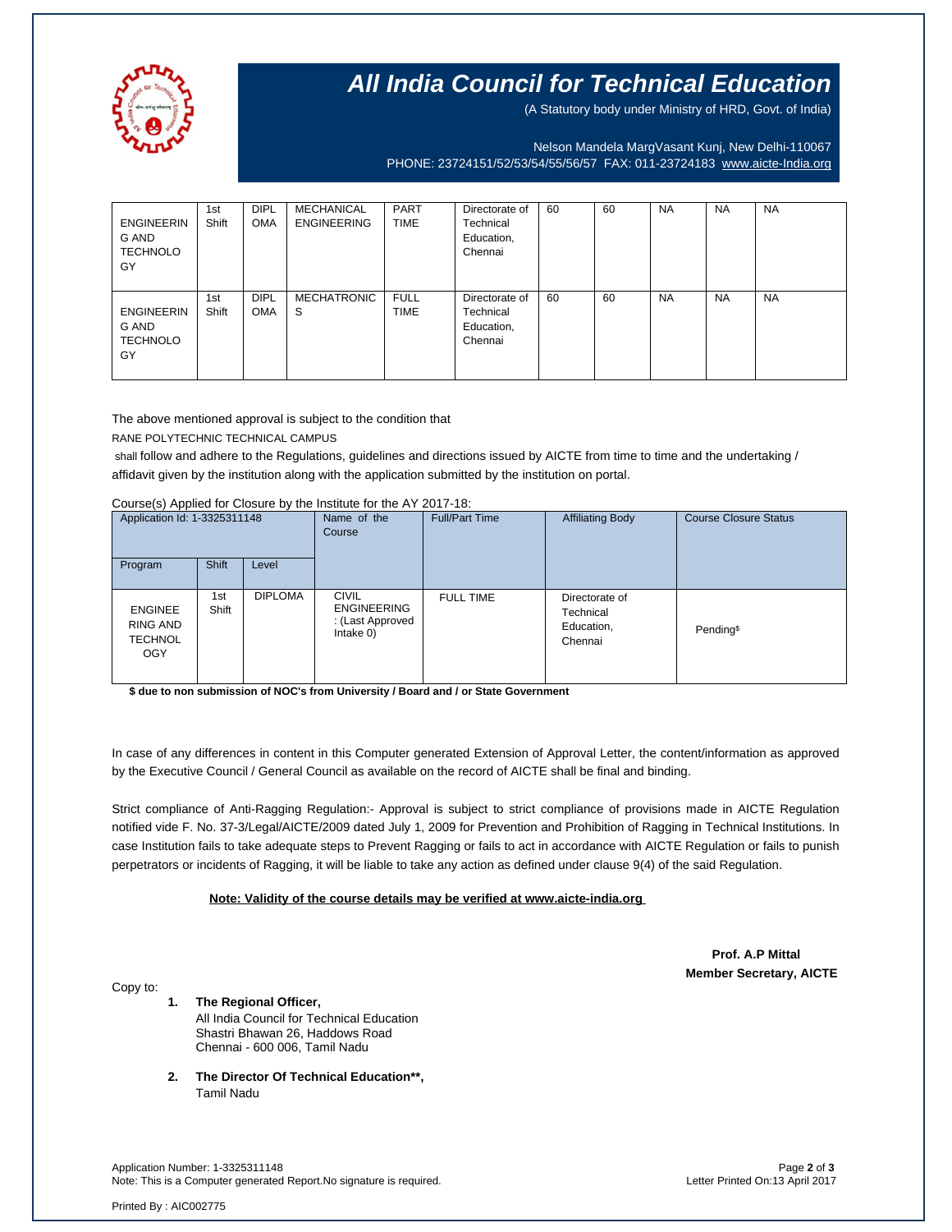# All India Council for Technical Education

(A Statutory body under Ministry of HRD, Govt. of India)

Nelson Mandela MargVasant Kunj, New Delhi-110067
PHONE: 23724151/52/53/54/55/56/57 FAX: 011-23724183 www.aicte-India.org

| | | | | | | | | | | |
|---|---|---|---|---|---|---|---|---|---|---|
| ENGINEERING AND TECHNOLOGY | 1st Shift | DIPLOMA | MECHANICAL ENGINEERING | PART TIME | Directorate of Technical Education, Chennai | 60 | 60 | NA | NA | NA |
| ENGINEERING AND TECHNOLOGY | 1st Shift | DIPLOMA | MECHATRONICS | FULL TIME | Directorate of Technical Education, Chennai | 60 | 60 | NA | NA | NA |

The above mentioned approval is subject to the condition that

RANE POLYTECHNIC TECHNICAL CAMPUS

shall follow and adhere to the Regulations, guidelines and directions issued by AICTE from time to time and the undertaking / affidavit given by the institution along with the application submitted by the institution on portal.

Course(s) Applied for Closure by the Institute for the AY 2017-18:

| Application Id: 1-3325311148 | | | Name of the Course | Full/Part Time | Affiliating Body | Course Closure Status |
|---|---|---|---|---|---|---|
| Program | Shift | Level | | | | |
| ENGINEERING AND TECHNOLOGY | 1st Shift | DIPLOMA | CIVIL ENGINEERING : (Last Approved Intake 0) | FULL TIME | Directorate of Technical Education, Chennai | Pending$ |

**$ due to non submission of NOC's from University / Board and / or State Government**

In case of any differences in content in this Computer generated Extension of Approval Letter, the content/information as approved by the Executive Council / General Council as available on the record of AICTE shall be final and binding.

Strict compliance of Anti-Ragging Regulation:- Approval is subject to strict compliance of provisions made in AICTE Regulation notified vide F. No. 37-3/Legal/AICTE/2009 dated July 1, 2009 for Prevention and Prohibition of Ragging in Technical Institutions. In case Institution fails to take adequate steps to Prevent Ragging or fails to act in accordance with AICTE Regulation or fails to punish perpetrators or incidents of Ragging, it will be liable to take any action as defined under clause 9(4) of the said Regulation.

**Note: Validity of the course details may be verified at www.aicte-india.org**

**Prof. A.P Mittal**
**Member Secretary, AICTE**

Copy to:

1. **The Regional Officer,**
   All India Council for Technical Education
   Shastri Bhawan 26, Haddows Road
   Chennai - 600 006, Tamil Nadu

2. **The Director Of Technical Education\*\*,**
   Tamil Nadu

Application Number: 1-3325311148
Note: This is a Computer generated Report.No signature is required.

Letter Printed On:13 April 2017

Printed By : AIC002775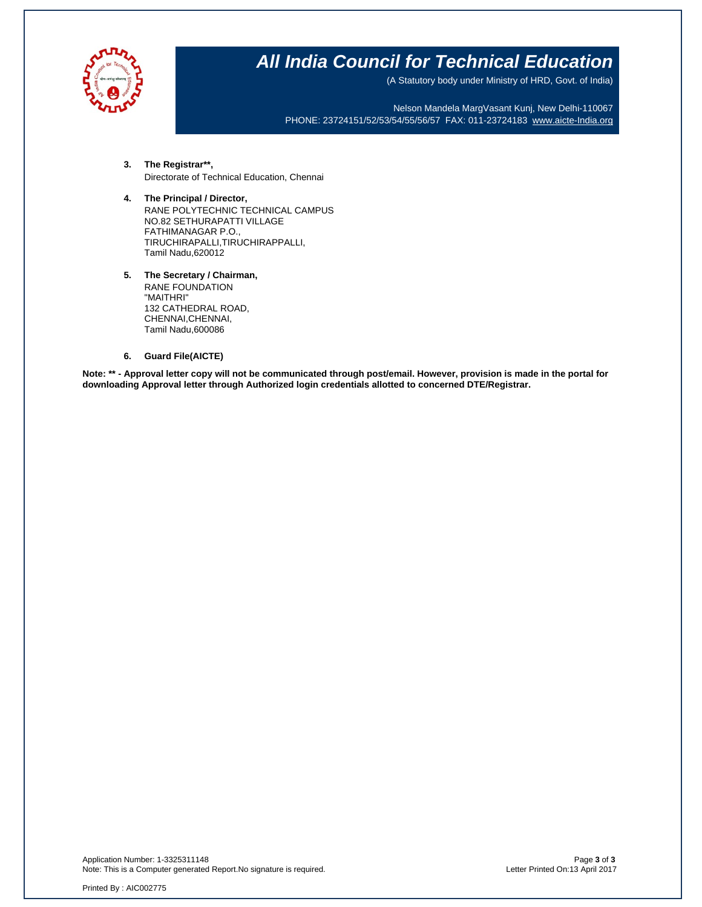# All India Council for Technical Education

(A Statutory body under Ministry of HRD, Govt. of India)

Nelson Mandela MargVasant Kunj, New Delhi-110067
PHONE: 23724151/52/53/54/55/56/57 FAX: 011-23724183 www.aicte-India.org

3. **The Registrar**\*\*,
   Directorate of Technical Education, Chennai

4. **The Principal / Director,**
   RANE POLYTECHNIC TECHNICAL CAMPUS
   NO.82 SETHURAPATTI VILLAGE
   FATHIMANAGAR P.O.,
   TIRUCHIRAPALLI,TIRUCHIRAPPALLI,
   Tamil Nadu,620012

5. **The Secretary / Chairman,**
   RANE FOUNDATION
   "MAITHRI"
   132 CATHEDRAL ROAD,
   CHENNAI,CHENNAI,
   Tamil Nadu,600086

6. **Guard File(AICTE)**

**Note: \*\* - Approval letter copy will not be communicated through post/email. However, provision is made in the portal for downloading Approval letter through Authorized login credentials allotted to concerned DTE/Registrar.**

Application Number: 1-3325311148
Note: This is a Computer generated Report.No signature is required.

Letter Printed On:13 April 2017

Printed By : AIC002775